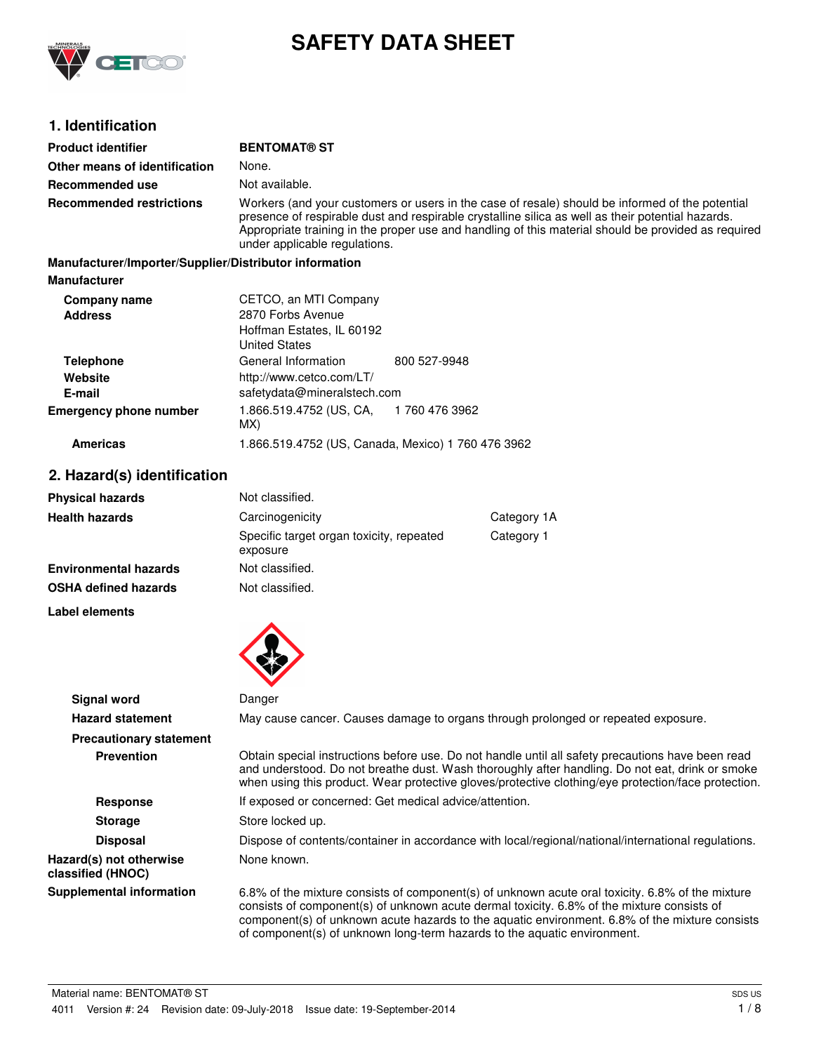# SAFETY DATA SHEET

## 1. Identification

| | |
|---|---|
| **Product identifier** | **BENTOMAT® ST** |
| **Other means of identification** | None. |
| **Recommended use** | Not available. |
| **Recommended restrictions** | Workers (and your customers or users in the case of resale) should be informed of the potential presence of respirable dust and respirable crystalline silica as well as their potential hazards. Appropriate training in the proper use and handling of this material should be provided as required under applicable regulations. |

**Manufacturer/Importer/Supplier/Distributor information**

**Manufacturer**

| | | |
|---|---|---|
| **Company name** | CETCO, an MTI Company | |
| **Address** | 2870 Forbs Avenue<br>Hoffman Estates, IL 60192<br>United States | |
| **Telephone** | General Information | 800 527-9948 |
| **Website** | http://www.cetco.com/LT/ | |
| **E-mail** | safetydata@mineralstech.com | |
| **Emergency phone number** | 1.866.519.4752 (US, CA, MX) | 1 760 476 3962 |
| **Americas** | 1.866.519.4752 (US, Canada, Mexico) 1 760 476 3962 | |

## 2. Hazard(s) identification

| | | |
|---|---|---|
| **Physical hazards** | Not classified. | |
| **Health hazards** | Carcinogenicity | Category 1A |
| | Specific target organ toxicity, repeated exposure | Category 1 |
| **Environmental hazards** | Not classified. | |
| **OSHA defined hazards** | Not classified. | |

**Label elements**

**Signal word** Danger

**Hazard statement** May cause cancer. Causes damage to organs through prolonged or repeated exposure.

**Precautionary statement**

**Prevention** Obtain special instructions before use. Do not handle until all safety precautions have been read and understood. Do not breathe dust. Wash thoroughly after handling. Do not eat, drink or smoke when using this product. Wear protective gloves/protective clothing/eye protection/face protection.

**Response** If exposed or concerned: Get medical advice/attention.

**Storage** Store locked up.

**Disposal** Dispose of contents/container in accordance with local/regional/national/international regulations.

**Hazard(s) not otherwise classified (HNOC)** None known.

**Supplemental information** 6.8% of the mixture consists of component(s) of unknown acute oral toxicity. 6.8% of the mixture consists of component(s) of unknown acute dermal toxicity. 6.8% of the mixture consists of component(s) of unknown acute hazards to the aquatic environment. 6.8% of the mixture consists of component(s) of unknown long-term hazards to the aquatic environment.

Material name: BENTOMAT® ST

4011 Version #: 24 Revision date: 09-July-2018 Issue date: 19-September-2014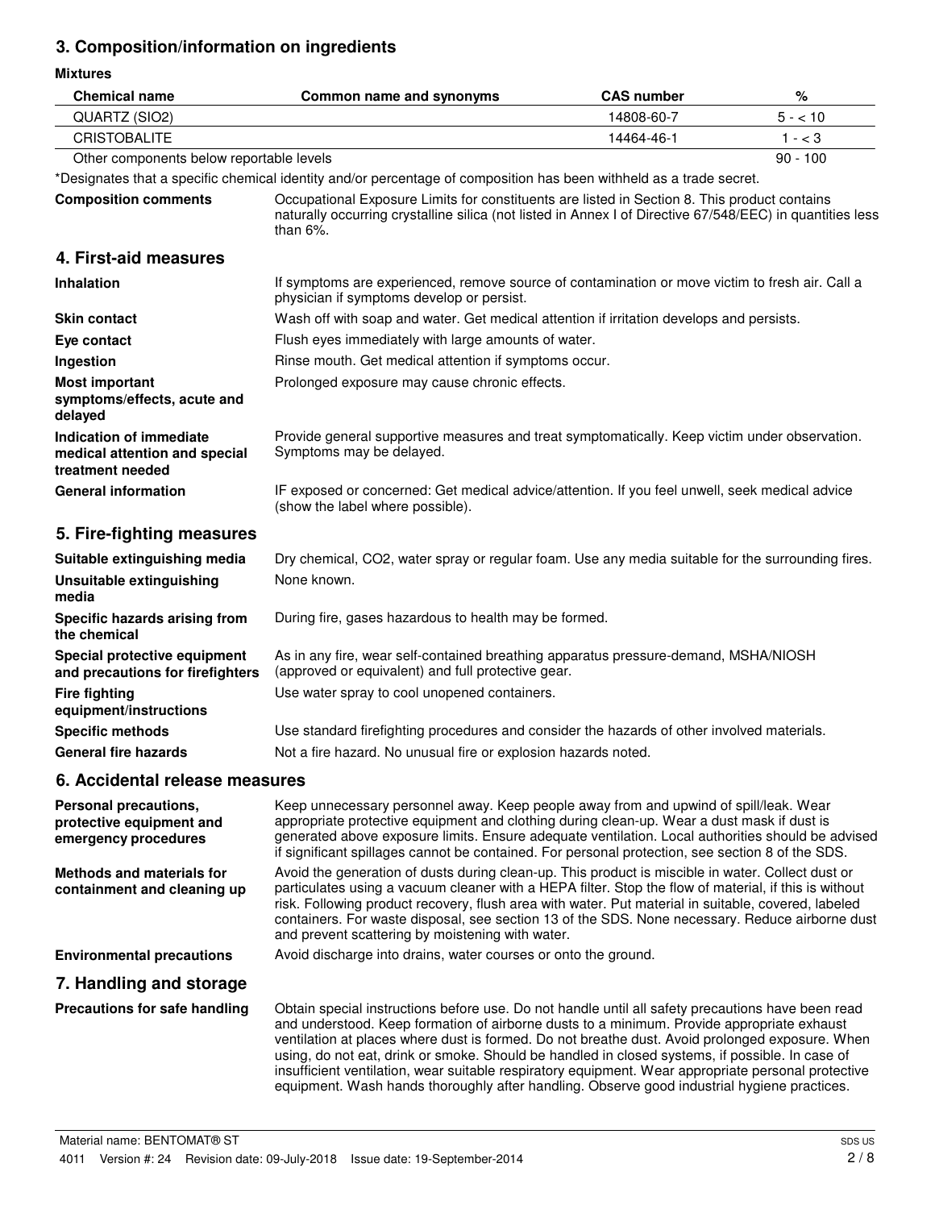## 3. Composition/information on ingredients

**Mixtures**

| Chemical name | Common name and synonyms | CAS number | % |
|---|---|---|---|
| QUARTZ (SIO2) | | 14808-60-7 | 5 - < 10 |
| CRISTOBALITE | | 14464-46-1 | 1 - < 3 |
| Other components below reportable levels | | | 90 - 100 |

*Designates that a specific chemical identity and/or percentage of composition has been withheld as a trade secret.

**Composition comments** Occupational Exposure Limits for constituents are listed in Section 8. This product contains naturally occurring crystalline silica (not listed in Annex I of Directive 67/548/EEC) in quantities less than 6%.

## 4. First-aid measures

**Inhalation** If symptoms are experienced, remove source of contamination or move victim to fresh air. Call a physician if symptoms develop or persist.

**Skin contact** Wash off with soap and water. Get medical attention if irritation develops and persists.

**Eye contact** Flush eyes immediately with large amounts of water.

**Ingestion** Rinse mouth. Get medical attention if symptoms occur.

**Most important symptoms/effects, acute and delayed** Prolonged exposure may cause chronic effects.

**Indication of immediate medical attention and special treatment needed** Provide general supportive measures and treat symptomatically. Keep victim under observation. Symptoms may be delayed.

**General information** IF exposed or concerned: Get medical advice/attention. If you feel unwell, seek medical advice (show the label where possible).

## 5. Fire-fighting measures

**Suitable extinguishing media** Dry chemical, CO2, water spray or regular foam. Use any media suitable for the surrounding fires.

**Unsuitable extinguishing media** None known.

**Specific hazards arising from the chemical** During fire, gases hazardous to health may be formed.

**Special protective equipment and precautions for firefighters** As in any fire, wear self-contained breathing apparatus pressure-demand, MSHA/NIOSH (approved or equivalent) and full protective gear.

**Fire fighting equipment/instructions** Use water spray to cool unopened containers.

**Specific methods** Use standard firefighting procedures and consider the hazards of other involved materials.

**General fire hazards** Not a fire hazard. No unusual fire or explosion hazards noted.

## 6. Accidental release measures

**Personal precautions, protective equipment and emergency procedures** Keep unnecessary personnel away. Keep people away from and upwind of spill/leak. Wear appropriate protective equipment and clothing during clean-up. Wear a dust mask if dust is generated above exposure limits. Ensure adequate ventilation. Local authorities should be advised if significant spillages cannot be contained. For personal protection, see section 8 of the SDS.

**Methods and materials for containment and cleaning up** Avoid the generation of dusts during clean-up. This product is miscible in water. Collect dust or particulates using a vacuum cleaner with a HEPA filter. Stop the flow of material, if this is without risk. Following product recovery, flush area with water. Put material in suitable, covered, labeled containers. For waste disposal, see section 13 of the SDS. None necessary. Reduce airborne dust and prevent scattering by moistening with water.

**Environmental precautions** Avoid discharge into drains, water courses or onto the ground.

## 7. Handling and storage

**Precautions for safe handling** Obtain special instructions before use. Do not handle until all safety precautions have been read and understood. Keep formation of airborne dusts to a minimum. Provide appropriate exhaust ventilation at places where dust is formed. Do not breathe dust. Avoid prolonged exposure. When using, do not eat, drink or smoke. Should be handled in closed systems, if possible. In case of insufficient ventilation, wear suitable respiratory equipment. Wear appropriate personal protective equipment. Wash hands thoroughly after handling. Observe good industrial hygiene practices.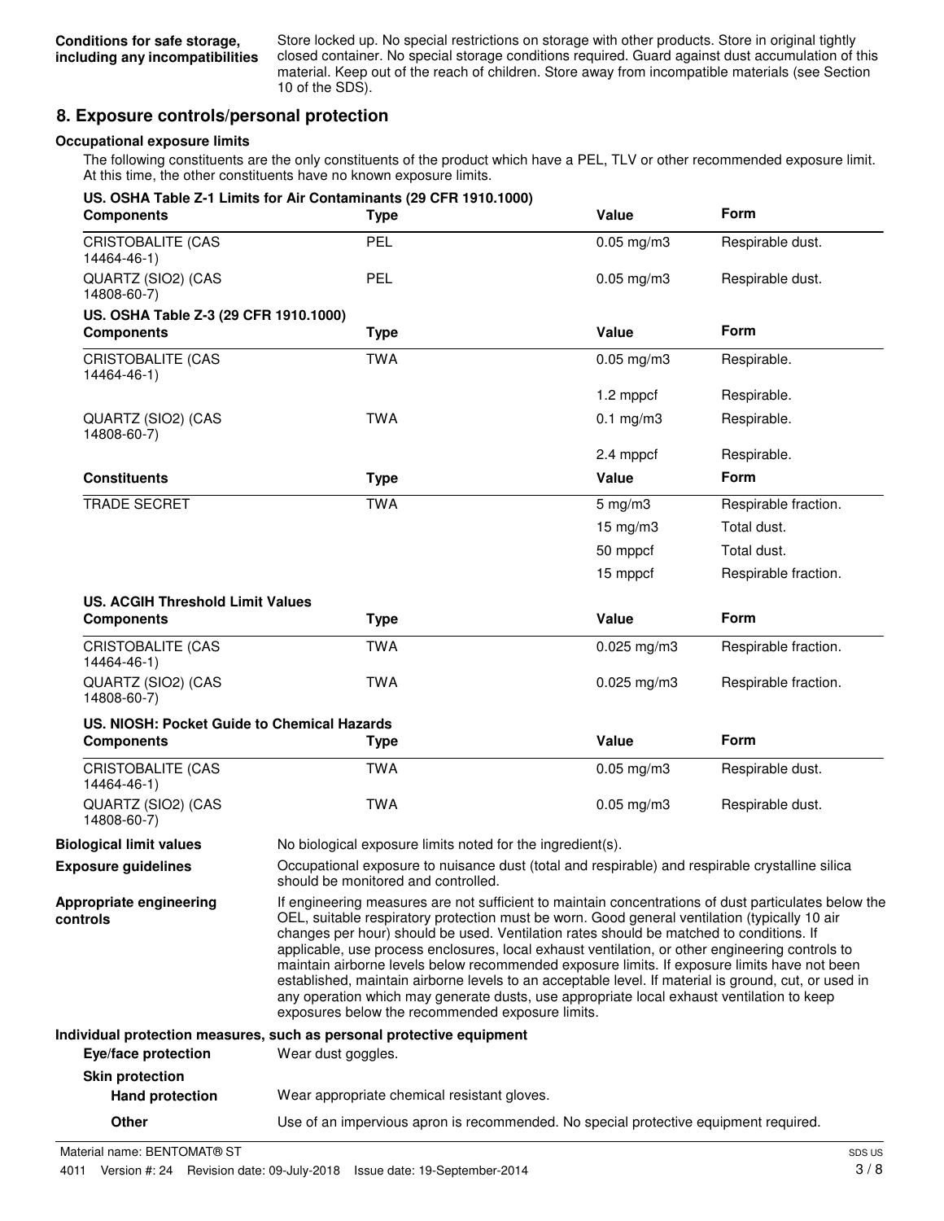**Conditions for safe storage, including any incompatibilities**

Store locked up. No special restrictions on storage with other products. Store in original tightly closed container. No special storage conditions required. Guard against dust accumulation of this material. Keep out of the reach of children. Store away from incompatible materials (see Section 10 of the SDS).

## 8. Exposure controls/personal protection

### Occupational exposure limits

The following constituents are the only constituents of the product which have a PEL, TLV or other recommended exposure limit. At this time, the other constituents have no known exposure limits.

**US. OSHA Table Z-1 Limits for Air Contaminants (29 CFR 1910.1000)**

| Components | Type | Value | Form |
|---|---|---|---|
| CRISTOBALITE (CAS 14464-46-1) | PEL | 0.05 mg/m3 | Respirable dust. |
| QUARTZ (SIO2) (CAS 14808-60-7) | PEL | 0.05 mg/m3 | Respirable dust. |

**US. OSHA Table Z-3 (29 CFR 1910.1000)**

| Components | Type | Value | Form |
|---|---|---|---|
| CRISTOBALITE (CAS 14464-46-1) | TWA | 0.05 mg/m3 | Respirable. |
| | | 1.2 mppcf | Respirable. |
| QUARTZ (SIO2) (CAS 14808-60-7) | TWA | 0.1 mg/m3 | Respirable. |
| | | 2.4 mppcf | Respirable. |
| **Constituents** | **Type** | **Value** | **Form** |
| TRADE SECRET | TWA | 5 mg/m3 | Respirable fraction. |
| | | 15 mg/m3 | Total dust. |
| | | 50 mppcf | Total dust. |
| | | 15 mppcf | Respirable fraction. |

**US. ACGIH Threshold Limit Values**

| Components | Type | Value | Form |
|---|---|---|---|
| CRISTOBALITE (CAS 14464-46-1) | TWA | 0.025 mg/m3 | Respirable fraction. |
| QUARTZ (SIO2) (CAS 14808-60-7) | TWA | 0.025 mg/m3 | Respirable fraction. |

**US. NIOSH: Pocket Guide to Chemical Hazards**

| Components | Type | Value | Form |
|---|---|---|---|
| CRISTOBALITE (CAS 14464-46-1) | TWA | 0.05 mg/m3 | Respirable dust. |
| QUARTZ (SIO2) (CAS 14808-60-7) | TWA | 0.05 mg/m3 | Respirable dust. |

**Biological limit values**

No biological exposure limits noted for the ingredient(s).

**Exposure guidelines**

Occupational exposure to nuisance dust (total and respirable) and respirable crystalline silica should be monitored and controlled.

**Appropriate engineering controls**

If engineering measures are not sufficient to maintain concentrations of dust particulates below the OEL, suitable respiratory protection must be worn. Good general ventilation (typically 10 air changes per hour) should be used. Ventilation rates should be matched to conditions. If applicable, use process enclosures, local exhaust ventilation, or other engineering controls to maintain airborne levels below recommended exposure limits. If exposure limits have not been established, maintain airborne levels to an acceptable level. If material is ground, cut, or used in any operation which may generate dusts, use appropriate local exhaust ventilation to keep exposures below the recommended exposure limits.

### Individual protection measures, such as personal protective equipment

**Eye/face protection**

Wear dust goggles.

**Skin protection**

**Hand protection**

Wear appropriate chemical resistant gloves.

**Other**

Use of an impervious apron is recommended. No special protective equipment required.

Material name: BENTOMAT® ST

4011 Version #: 24 Revision date: 09-July-2018 Issue date: 19-September-2014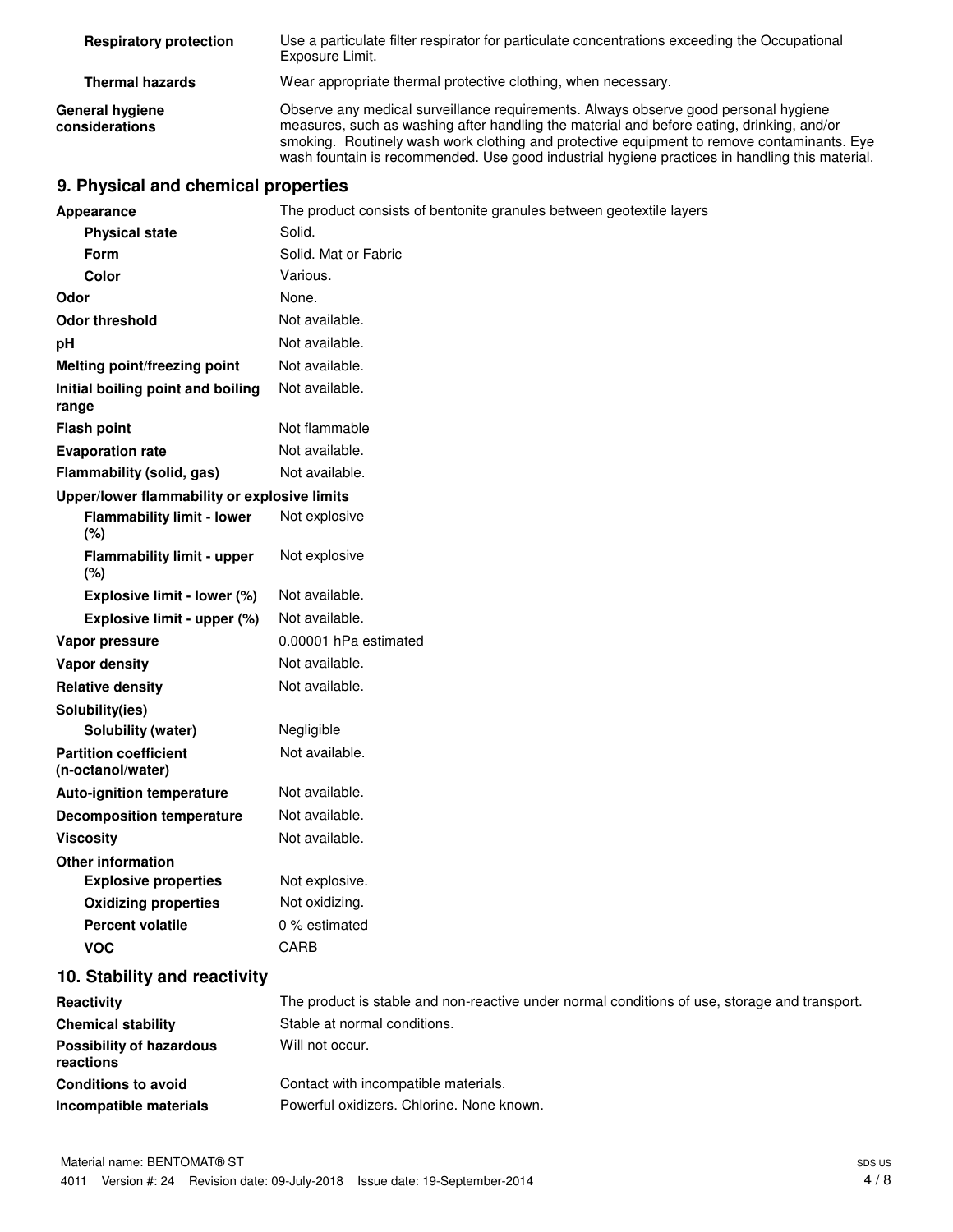| | |
|---|---|
| **Respiratory protection** | Use a particulate filter respirator for particulate concentrations exceeding the Occupational Exposure Limit. |
| **Thermal hazards** | Wear appropriate thermal protective clothing, when necessary. |
| **General hygiene considerations** | Observe any medical surveillance requirements. Always observe good personal hygiene measures, such as washing after handling the material and before eating, drinking, and/or smoking. Routinely wash work clothing and protective equipment to remove contaminants. Eye wash fountain is recommended. Use good industrial hygiene practices in handling this material. |

## 9. Physical and chemical properties

| | |
|---|---|
| **Appearance** | The product consists of bentonite granules between geotextile layers |
| **Physical state** | Solid. |
| **Form** | Solid. Mat or Fabric |
| **Color** | Various. |
| **Odor** | None. |
| **Odor threshold** | Not available. |
| **pH** | Not available. |
| **Melting point/freezing point** | Not available. |
| **Initial boiling point and boiling range** | Not available. |
| **Flash point** | Not flammable |
| **Evaporation rate** | Not available. |
| **Flammability (solid, gas)** | Not available. |
| **Upper/lower flammability or explosive limits** | |
| **Flammability limit - lower (%)** | Not explosive |
| **Flammability limit - upper (%)** | Not explosive |
| **Explosive limit - lower (%)** | Not available. |
| **Explosive limit - upper (%)** | Not available. |
| **Vapor pressure** | 0.00001 hPa estimated |
| **Vapor density** | Not available. |
| **Relative density** | Not available. |
| **Solubility(ies)** | |
| **Solubility (water)** | Negligible |
| **Partition coefficient (n-octanol/water)** | Not available. |
| **Auto-ignition temperature** | Not available. |
| **Decomposition temperature** | Not available. |
| **Viscosity** | Not available. |
| **Other information** | |
| **Explosive properties** | Not explosive. |
| **Oxidizing properties** | Not oxidizing. |
| **Percent volatile** | 0 % estimated |
| **VOC** | CARB |

## 10. Stability and reactivity

| | |
|---|---|
| **Reactivity** | The product is stable and non-reactive under normal conditions of use, storage and transport. |
| **Chemical stability** | Stable at normal conditions. |
| **Possibility of hazardous reactions** | Will not occur. |
| **Conditions to avoid** | Contact with incompatible materials. |
| **Incompatible materials** | Powerful oxidizers. Chlorine. None known. |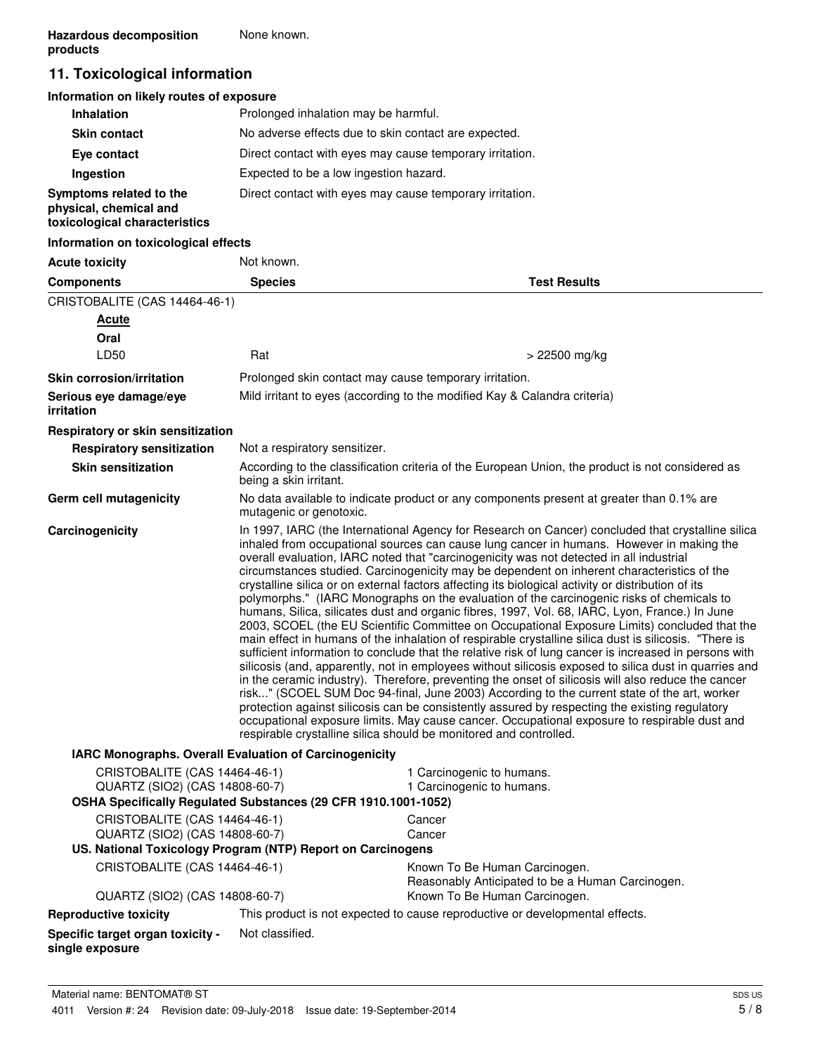**Hazardous decomposition products** None known.

## 11. Toxicological information

### Information on likely routes of exposure

| | |
|---|---|
| **Inhalation** | Prolonged inhalation may be harmful. |
| **Skin contact** | No adverse effects due to skin contact are expected. |
| **Eye contact** | Direct contact with eyes may cause temporary irritation. |
| **Ingestion** | Expected to be a low ingestion hazard. |
| **Symptoms related to the physical, chemical and toxicological characteristics** | Direct contact with eyes may cause temporary irritation. |

### Information on toxicological effects

**Acute toxicity** Not known.

| Components | Species | Test Results |
|---|---|---|
| CRISTOBALITE (CAS 14464-46-1) | | |
| ***Acute*** | | |
| **Oral** | | |
| LD50 | Rat | > 22500 mg/kg |

| | |
|---|---|
| **Skin corrosion/irritation** | Prolonged skin contact may cause temporary irritation. |
| **Serious eye damage/eye irritation** | Mild irritant to eyes (according to the modified Kay & Calandra criteria) |

**Respiratory or skin sensitization**

| | |
|---|---|
| **Respiratory sensitization** | Not a respiratory sensitizer. |
| **Skin sensitization** | According to the classification criteria of the European Union, the product is not considered as being a skin irritant. |
| **Germ cell mutagenicity** | No data available to indicate product or any components present at greater than 0.1% are mutagenic or genotoxic. |

**Carcinogenicity** In 1997, IARC (the International Agency for Research on Cancer) concluded that crystalline silica inhaled from occupational sources can cause lung cancer in humans. However in making the overall evaluation, IARC noted that "carcinogenicity was not detected in all industrial circumstances studied. Carcinogenicity may be dependent on inherent characteristics of the crystalline silica or on external factors affecting its biological activity or distribution of its polymorphs." (IARC Monographs on the evaluation of the carcinogenic risks of chemicals to humans, Silica, silicates dust and organic fibres, 1997, Vol. 68, IARC, Lyon, France.) In June 2003, SCOEL (the EU Scientific Committee on Occupational Exposure Limits) concluded that the main effect in humans of the inhalation of respirable crystalline silica dust is silicosis. "There is sufficient information to conclude that the relative risk of lung cancer is increased in persons with silicosis (and, apparently, not in employees without silicosis exposed to silica dust in quarries and in the ceramic industry). Therefore, preventing the onset of silicosis will also reduce the cancer risk..." (SCOEL SUM Doc 94-final, June 2003) According to the current state of the art, worker protection against silicosis can be consistently assured by respecting the existing regulatory occupational exposure limits. May cause cancer. Occupational exposure to respirable dust and respirable crystalline silica should be monitored and controlled.

**IARC Monographs. Overall Evaluation of Carcinogenicity**

| | |
|---|---|
| CRISTOBALITE (CAS 14464-46-1) | 1 Carcinogenic to humans. |
| QUARTZ (SIO2) (CAS 14808-60-7) | 1 Carcinogenic to humans. |

**OSHA Specifically Regulated Substances (29 CFR 1910.1001-1052)**

| | |
|---|---|
| CRISTOBALITE (CAS 14464-46-1) | Cancer |
| QUARTZ (SIO2) (CAS 14808-60-7) | Cancer |

**US. National Toxicology Program (NTP) Report on Carcinogens**

| | |
|---|---|
| CRISTOBALITE (CAS 14464-46-1) | Known To Be Human Carcinogen. Reasonably Anticipated to be a Human Carcinogen. |
| QUARTZ (SIO2) (CAS 14808-60-7) | Known To Be Human Carcinogen. |

| | |
|---|---|
| **Reproductive toxicity** | This product is not expected to cause reproductive or developmental effects. |
| **Specific target organ toxicity - single exposure** | Not classified. |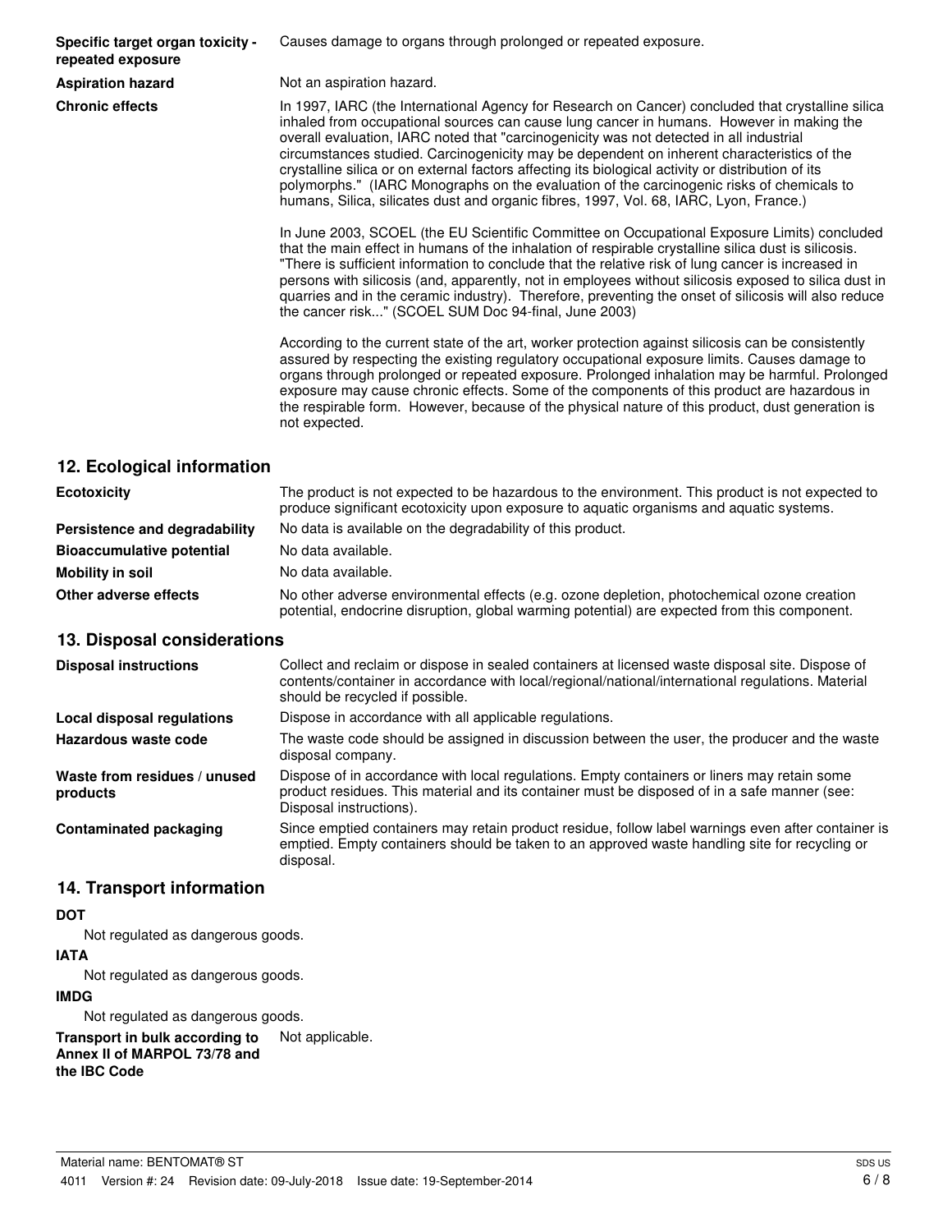| | |
|---|---|
| **Specific target organ toxicity - repeated exposure** | Causes damage to organs through prolonged or repeated exposure. |
| **Aspiration hazard** | Not an aspiration hazard. |
| **Chronic effects** | In 1997, IARC (the International Agency for Research on Cancer) concluded that crystalline silica inhaled from occupational sources can cause lung cancer in humans. However in making the overall evaluation, IARC noted that "carcinogenicity was not detected in all industrial circumstances studied. Carcinogenicity may be dependent on inherent characteristics of the crystalline silica or on external factors affecting its biological activity or distribution of its polymorphs." (IARC Monographs on the evaluation of the carcinogenic risks of chemicals to humans, Silica, silicates dust and organic fibres, 1997, Vol. 68, IARC, Lyon, France.)<br><br>In June 2003, SCOEL (the EU Scientific Committee on Occupational Exposure Limits) concluded that the main effect in humans of the inhalation of respirable crystalline silica dust is silicosis. "There is sufficient information to conclude that the relative risk of lung cancer is increased in persons with silicosis (and, apparently, not in employees without silicosis exposed to silica dust in quarries and in the ceramic industry). Therefore, preventing the onset of silicosis will also reduce the cancer risk..." (SCOEL SUM Doc 94-final, June 2003)<br><br>According to the current state of the art, worker protection against silicosis can be consistently assured by respecting the existing regulatory occupational exposure limits. Causes damage to organs through prolonged or repeated exposure. Prolonged inhalation may be harmful. Prolonged exposure may cause chronic effects. Some of the components of this product are hazardous in the respirable form. However, because of the physical nature of this product, dust generation is not expected. |

## 12. Ecological information

| | |
|---|---|
| **Ecotoxicity** | The product is not expected to be hazardous to the environment. This product is not expected to produce significant ecotoxicity upon exposure to aquatic organisms and aquatic systems. |
| **Persistence and degradability** | No data is available on the degradability of this product. |
| **Bioaccumulative potential** | No data available. |
| **Mobility in soil** | No data available. |
| **Other adverse effects** | No other adverse environmental effects (e.g. ozone depletion, photochemical ozone creation potential, endocrine disruption, global warming potential) are expected from this component. |

## 13. Disposal considerations

| | |
|---|---|
| **Disposal instructions** | Collect and reclaim or dispose in sealed containers at licensed waste disposal site. Dispose of contents/container in accordance with local/regional/national/international regulations. Material should be recycled if possible. |
| **Local disposal regulations** | Dispose in accordance with all applicable regulations. |
| **Hazardous waste code** | The waste code should be assigned in discussion between the user, the producer and the waste disposal company. |
| **Waste from residues / unused products** | Dispose of in accordance with local regulations. Empty containers or liners may retain some product residues. This material and its container must be disposed of in a safe manner (see: Disposal instructions). |
| **Contaminated packaging** | Since emptied containers may retain product residue, follow label warnings even after container is emptied. Empty containers should be taken to an approved waste handling site for recycling or disposal. |

## 14. Transport information

**DOT**

Not regulated as dangerous goods.

**IATA**

Not regulated as dangerous goods.

**IMDG**

Not regulated as dangerous goods.

| | |
|---|---|
| **Transport in bulk according to Annex II of MARPOL 73/78 and the IBC Code** | Not applicable. |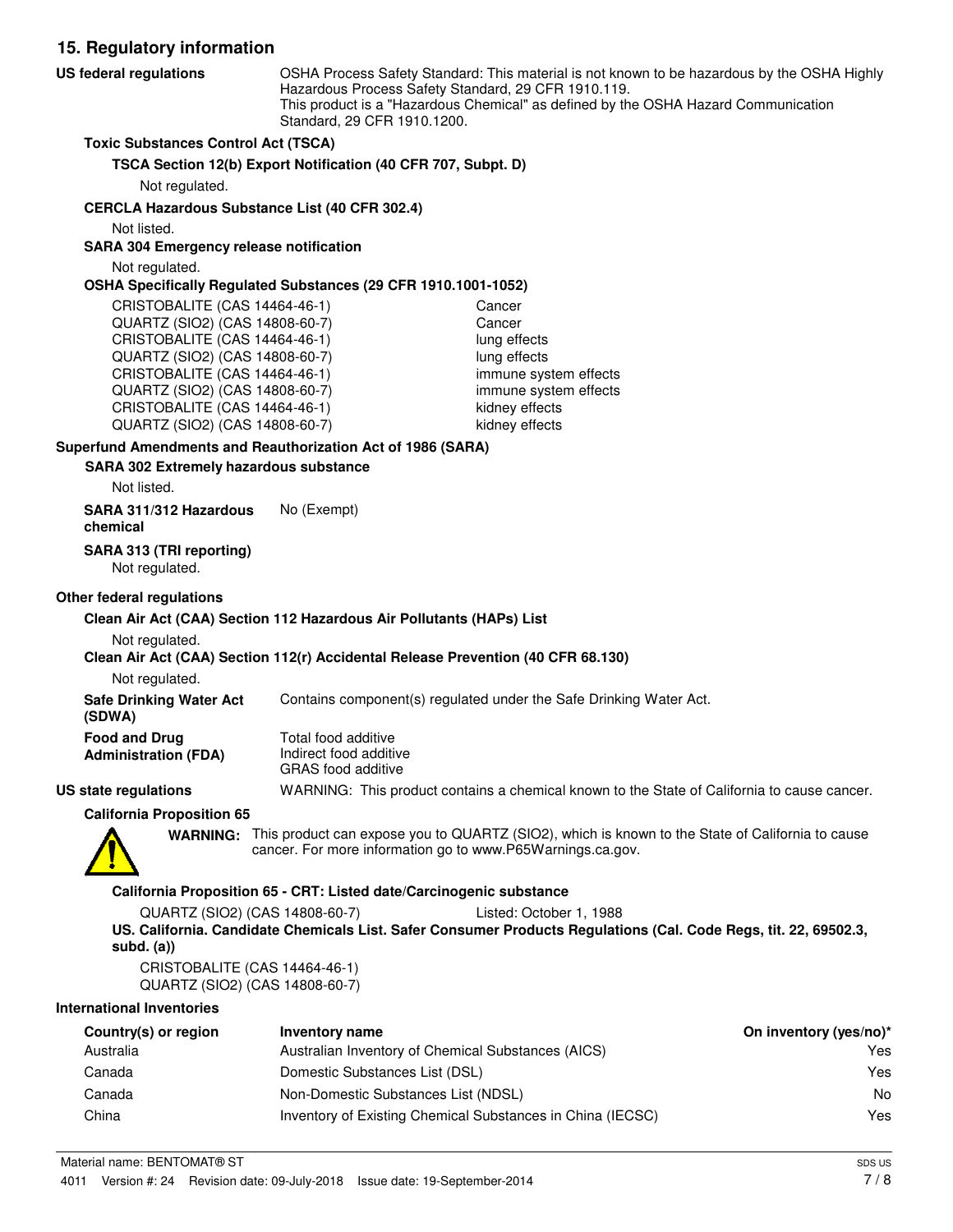## 15. Regulatory information

**US federal regulations**

OSHA Process Safety Standard: This material is not known to be hazardous by the OSHA Highly Hazardous Process Safety Standard, 29 CFR 1910.119.
This product is a "Hazardous Chemical" as defined by the OSHA Hazard Communication Standard, 29 CFR 1910.1200.

**Toxic Substances Control Act (TSCA)**

**TSCA Section 12(b) Export Notification (40 CFR 707, Subpt. D)**

Not regulated.

**CERCLA Hazardous Substance List (40 CFR 302.4)**

Not listed.

**SARA 304 Emergency release notification**

Not regulated.

**OSHA Specifically Regulated Substances (29 CFR 1910.1001-1052)**

| | |
|---|---|
| CRISTOBALITE (CAS 14464-46-1) | Cancer |
| QUARTZ (SIO2) (CAS 14808-60-7) | Cancer |
| CRISTOBALITE (CAS 14464-46-1) | lung effects |
| QUARTZ (SIO2) (CAS 14808-60-7) | lung effects |
| CRISTOBALITE (CAS 14464-46-1) | immune system effects |
| QUARTZ (SIO2) (CAS 14808-60-7) | immune system effects |
| CRISTOBALITE (CAS 14464-46-1) | kidney effects |
| QUARTZ (SIO2) (CAS 14808-60-7) | kidney effects |

**Superfund Amendments and Reauthorization Act of 1986 (SARA)**

**SARA 302 Extremely hazardous substance**

Not listed.

**SARA 311/312 Hazardous chemical** No (Exempt)

**SARA 313 (TRI reporting)**

Not regulated.

**Other federal regulations**

**Clean Air Act (CAA) Section 112 Hazardous Air Pollutants (HAPs) List**

Not regulated.

**Clean Air Act (CAA) Section 112(r) Accidental Release Prevention (40 CFR 68.130)**

Not regulated.

**Safe Drinking Water Act (SDWA)** Contains component(s) regulated under the Safe Drinking Water Act.

**Food and Drug Administration (FDA)** Total food additive
Indirect food additive
GRAS food additive

**US state regulations** WARNING: This product contains a chemical known to the State of California to cause cancer.

**California Proposition 65**

**WARNING:** This product can expose you to QUARTZ (SIO2), which is known to the State of California to cause cancer. For more information go to www.P65Warnings.ca.gov.

**California Proposition 65 - CRT: Listed date/Carcinogenic substance**

QUARTZ (SIO2) (CAS 14808-60-7) Listed: October 1, 1988

**US. California. Candidate Chemicals List. Safer Consumer Products Regulations (Cal. Code Regs, tit. 22, 69502.3, subd. (a))**

CRISTOBALITE (CAS 14464-46-1)
QUARTZ (SIO2) (CAS 14808-60-7)

**International Inventories**

| Country(s) or region | Inventory name | On inventory (yes/no)* |
|---|---|---|
| Australia | Australian Inventory of Chemical Substances (AICS) | Yes |
| Canada | Domestic Substances List (DSL) | Yes |
| Canada | Non-Domestic Substances List (NDSL) | No |
| China | Inventory of Existing Chemical Substances in China (IECSC) | Yes |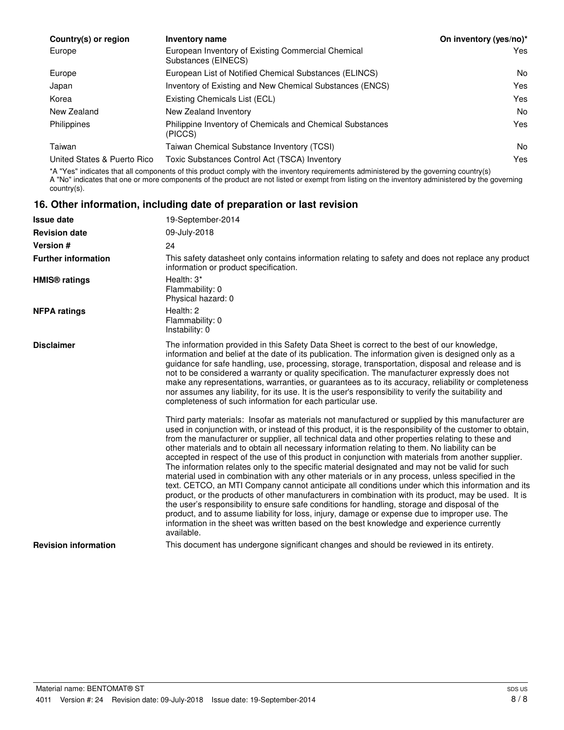| Country(s) or region | Inventory name | On inventory (yes/no)* |
|---|---|---|
| Europe | European Inventory of Existing Commercial Chemical Substances (EINECS) | Yes |
| Europe | European List of Notified Chemical Substances (ELINCS) | No |
| Japan | Inventory of Existing and New Chemical Substances (ENCS) | Yes |
| Korea | Existing Chemicals List (ECL) | Yes |
| New Zealand | New Zealand Inventory | No |
| Philippines | Philippine Inventory of Chemicals and Chemical Substances (PICCS) | Yes |
| Taiwan | Taiwan Chemical Substance Inventory (TCSI) | No |
| United States & Puerto Rico | Toxic Substances Control Act (TSCA) Inventory | Yes |

*A "Yes" indicates that all components of this product comply with the inventory requirements administered by the governing country(s)
A "No" indicates that one or more components of the product are not listed or exempt from listing on the inventory administered by the governing country(s).

## 16. Other information, including date of preparation or last revision

**Issue date** 19-September-2014

**Revision date** 09-July-2018

**Version #** 24

**Further information** This safety datasheet only contains information relating to safety and does not replace any product information or product specification.

**HMIS® ratings**
Health: 3*
Flammability: 0
Physical hazard: 0

**NFPA ratings**
Health: 2
Flammability: 0
Instability: 0

**Disclaimer** The information provided in this Safety Data Sheet is correct to the best of our knowledge, information and belief at the date of its publication. The information given is designed only as a guidance for safe handling, use, processing, storage, transportation, disposal and release and is not to be considered a warranty or quality specification. The manufacturer expressly does not make any representations, warranties, or guarantees as to its accuracy, reliability or completeness nor assumes any liability, for its use. It is the user's responsibility to verify the suitability and completeness of such information for each particular use.

Third party materials: Insofar as materials not manufactured or supplied by this manufacturer are used in conjunction with, or instead of this product, it is the responsibility of the customer to obtain, from the manufacturer or supplier, all technical data and other properties relating to these and other materials and to obtain all necessary information relating to them. No liability can be accepted in respect of the use of this product in conjunction with materials from another supplier. The information relates only to the specific material designated and may not be valid for such material used in combination with any other materials or in any process, unless specified in the text. CETCO, an MTI Company cannot anticipate all conditions under which this information and its product, or the products of other manufacturers in combination with its product, may be used. It is the user's responsibility to ensure safe conditions for handling, storage and disposal of the product, and to assume liability for loss, injury, damage or expense due to improper use. The information in the sheet was written based on the best knowledge and experience currently available.

**Revision information** This document has undergone significant changes and should be reviewed in its entirety.